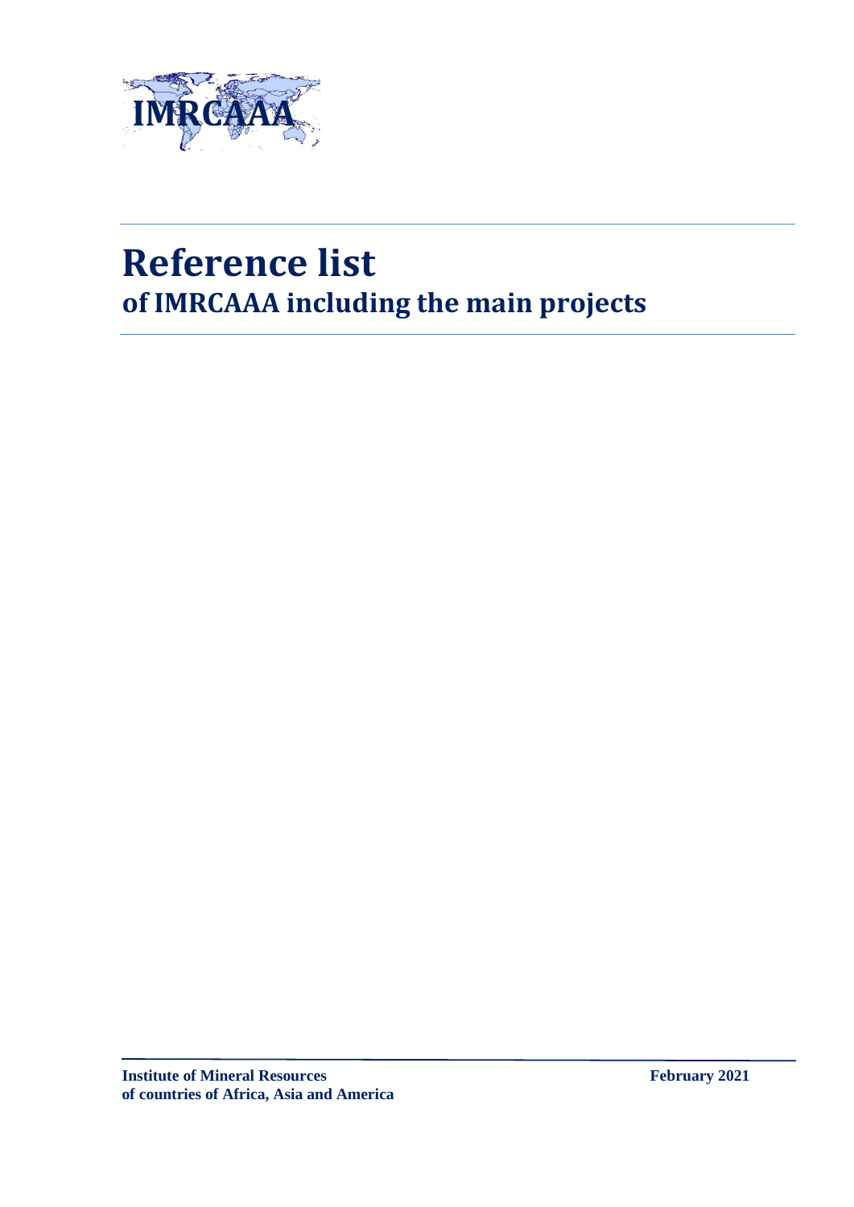IMRCAAA

# Reference list
## of IMRCAAA including the main projects

**Institute of Mineral Resources of countries of Africa, Asia and America**

**February 2021**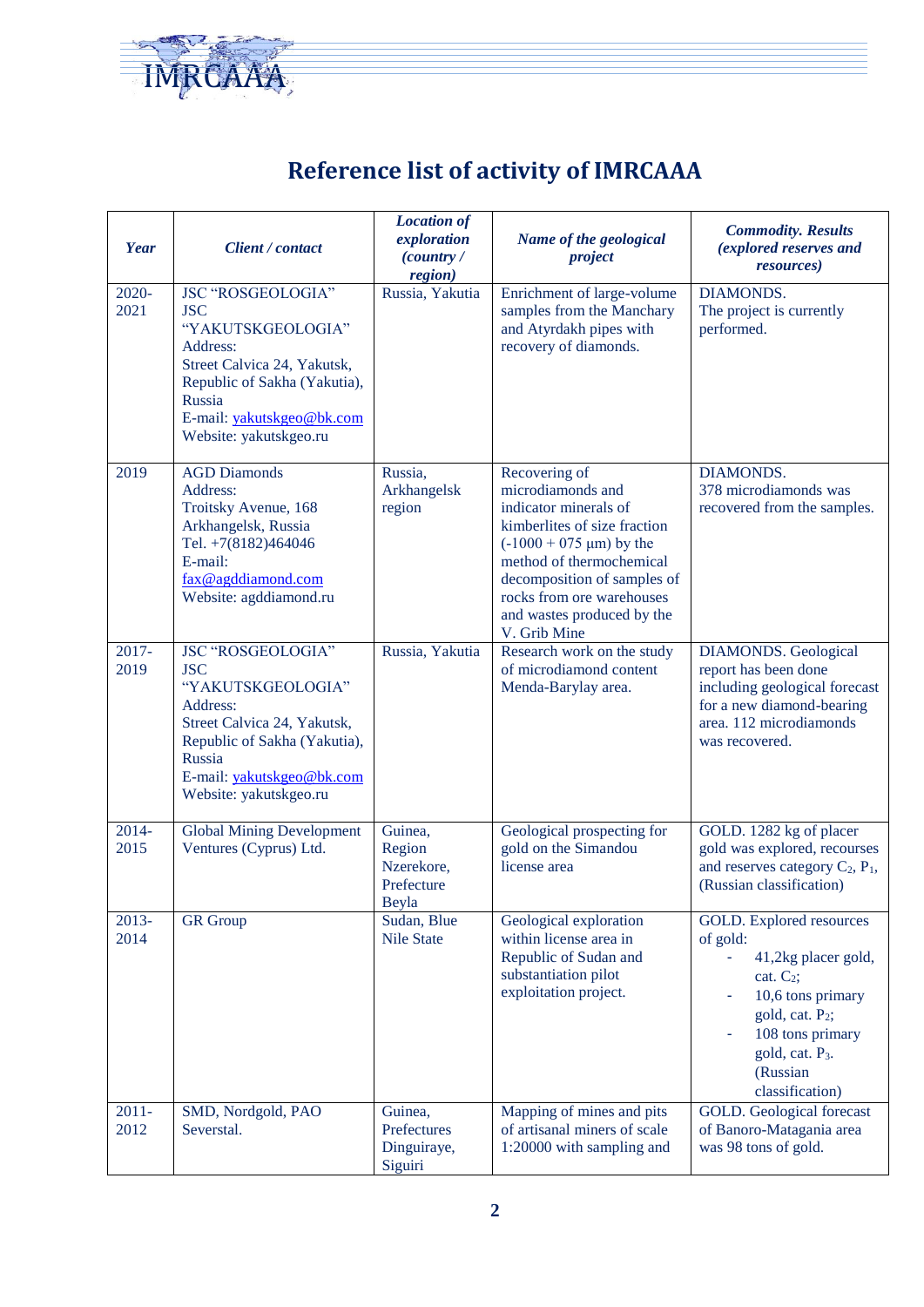# Reference list of activity of IMRCAAA

| *Year* | *Client / contact* | *Location of exploration (country / region)* | *Name of the geological project* | *Commodity. Results (explored reserves and resources)* |
|---|---|---|---|---|
| 2020-2021 | JSC "ROSGEOLOGIA" JSC "YAKUTSKGEOLOGIA" Address: Street Calvica 24, Yakutsk, Republic of Sakha (Yakutia), Russia E-mail: yakutskgeo@bk.com Website: yakutskgeo.ru | Russia, Yakutia | Enrichment of large-volume samples from the Manchary and Atyrdakh pipes with recovery of diamonds. | DIAMONDS. The project is currently performed. |
| 2019 | AGD Diamonds Address: Troitsky Avenue, 168 Arkhangelsk, Russia Tel. +7(8182)464046 E-mail: fax@agddiamond.com Website: agddiamond.ru | Russia, Arkhangelsk region | Recovering of microdiamonds and indicator minerals of kimberlites of size fraction (-1000 + 075 μm) by the method of thermochemical decomposition of samples of rocks from ore warehouses and wastes produced by the V. Grib Mine | DIAMONDS. 378 microdiamonds was recovered from the samples. |
| 2017-2019 | JSC "ROSGEOLOGIA" JSC "YAKUTSKGEOLOGIA" Address: Street Calvica 24, Yakutsk, Republic of Sakha (Yakutia), Russia E-mail: yakutskgeo@bk.com Website: yakutskgeo.ru | Russia, Yakutia | Research work on the study of microdiamond content Menda-Barylay area. | DIAMONDS. Geological report has been done including geological forecast for a new diamond-bearing area. 112 microdiamonds was recovered. |
| 2014-2015 | Global Mining Development Ventures (Cyprus) Ltd. | Guinea, Region Nzerekore, Prefecture Beyla | Geological prospecting for gold on the Simandou license area | GOLD. 1282 kg of placer gold was explored, recourses and reserves category $C_2$, $P_1$, (Russian classification) |
| 2013-2014 | GR Group | Sudan, Blue Nile State | Geological exploration within license area in Republic of Sudan and substantiation pilot exploitation project. | GOLD. Explored resources of gold: - 41,2kg placer gold, cat. $C_2$; - 10,6 tons primary gold, cat. $P_2$; - 108 tons primary gold, cat. $P_3$. (Russian classification) |
| 2011-2012 | SMD, Nordgold, PAO Severstal. | Guinea, Prefectures Dinguiraye, Siguiri | Mapping of mines and pits of artisanal miners of scale 1:20000 with sampling and | GOLD. Geological forecast of Banoro-Matagania area was 98 tons of gold. |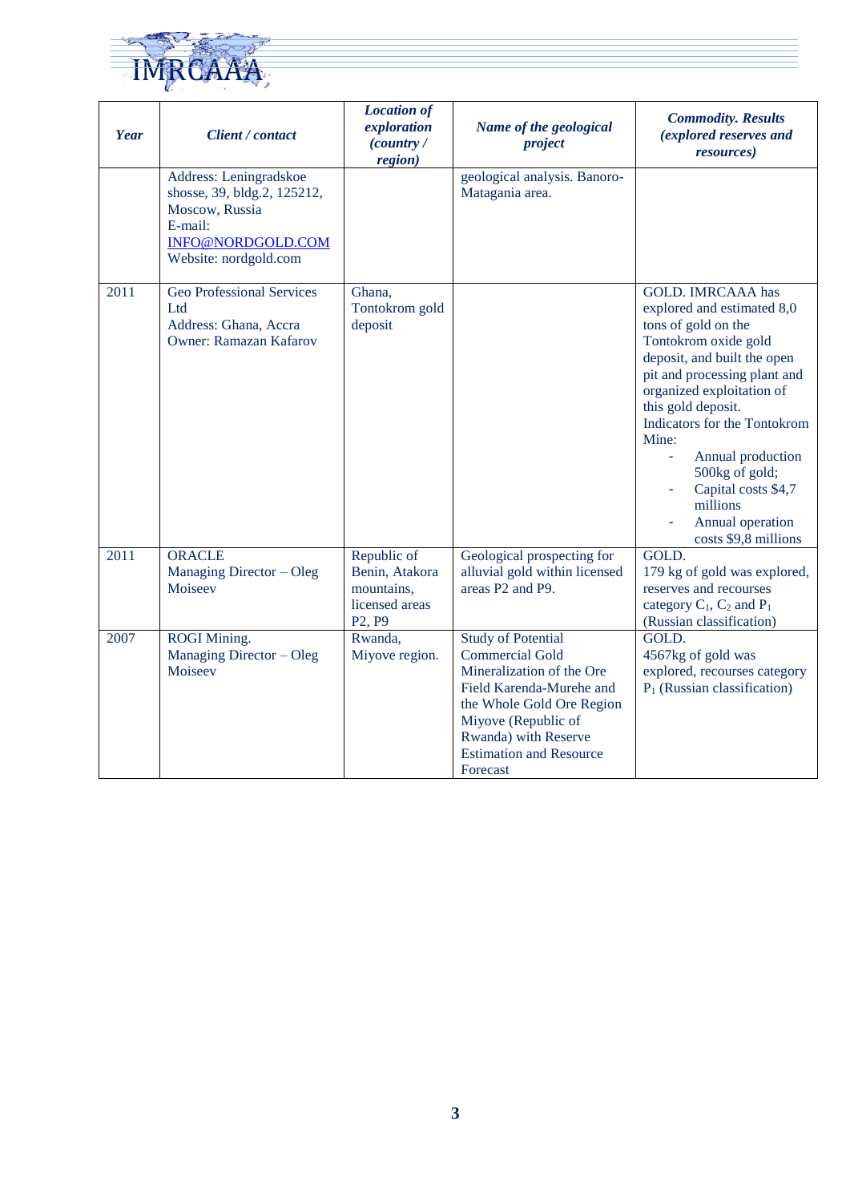| *Year* | *Client / contact* | *Location of exploration (country / region)* | *Name of the geological project* | *Commodity. Results (explored reserves and resources)* |
|---|---|---|---|---|
| | Address: Leningradskoe shosse, 39, bldg.2, 125212, Moscow, Russia<br>E-mail: INFO@NORDGOLD.COM<br>Website: nordgold.com | | geological analysis. Banoro-Matagania area. | |
| 2011 | Geo Professional Services Ltd<br>Address: Ghana, Accra<br>Owner: Ramazan Kafarov | Ghana, Tontokrom gold deposit | | GOLD. IMRCAAA has explored and estimated 8,0 tons of gold on the Tontokrom oxide gold deposit, and built the open pit and processing plant and organized exploitation of this gold deposit.<br>Indicators for the Tontokrom Mine:<br>- Annual production 500kg of gold;<br>- Capital costs $4,7 millions<br>- Annual operation costs $9,8 millions |
| 2011 | ORACLE<br>Managing Director – Oleg Moiseev | Republic of Benin, Atakora mountains, licensed areas P2, P9 | Geological prospecting for alluvial gold within licensed areas P2 and P9. | GOLD.<br>179 kg of gold was explored, reserves and recourses category $C_1$, $C_2$ and $P_1$ (Russian classification) |
| 2007 | ROGI Mining.<br>Managing Director – Oleg Moiseev | Rwanda, Miyove region. | Study of Potential Commercial Gold Mineralization of the Ore Field Karenda-Murehe and the Whole Gold Ore Region Miyove (Republic of Rwanda) with Reserve Estimation and Resource Forecast | GOLD.<br>4567kg of gold was explored, recourses category $P_1$ (Russian classification) |